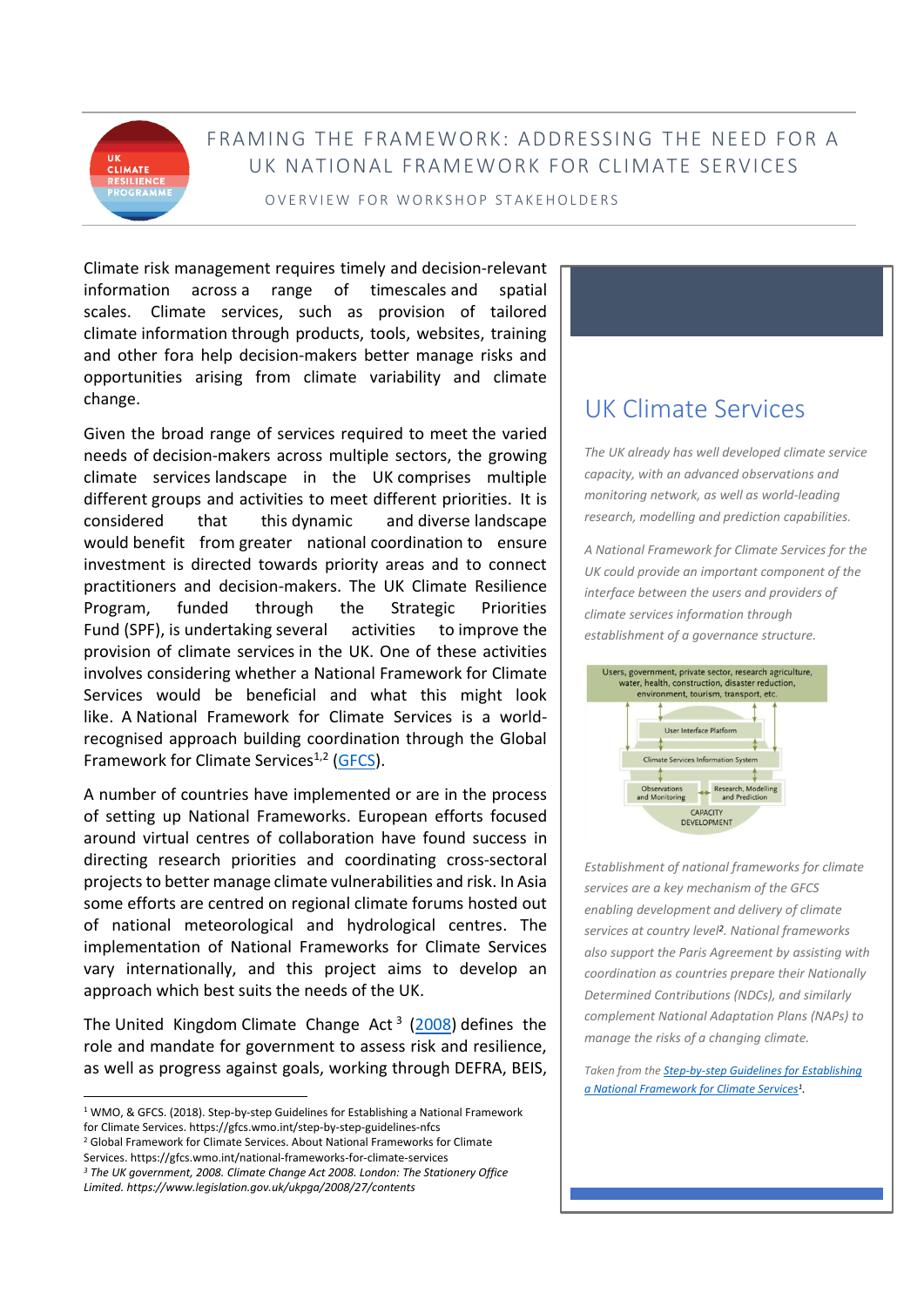# FRAMING THE FRAMEWORK: ADDRESSING THE NEED FOR A UK NATIONAL FRAMEWORK FOR CLIMATE SERVICES

OVERVIEW FOR WORKSHOP STAKEHOLDERS

Climate risk management requires timely and decision-relevant information across a range of timescales and spatial scales. Climate services, such as provision of tailored climate information through products, tools, websites, training and other fora help decision-makers better manage risks and opportunities arising from climate variability and climate change.

Given the broad range of services required to meet the varied needs of decision-makers across multiple sectors, the growing climate services landscape in the UK comprises multiple different groups and activities to meet different priorities. It is considered that this dynamic and diverse landscape would benefit from greater national coordination to ensure investment is directed towards priority areas and to connect practitioners and decision-makers. The UK Climate Resilience Program, funded through the Strategic Priorities Fund (SPF), is undertaking several activities to improve the provision of climate services in the UK. One of these activities involves considering whether a National Framework for Climate Services would be beneficial and what this might look like. A National Framework for Climate Services is a world-recognised approach building coordination through the Global Framework for Climate Services[1,2] (GFCS).

A number of countries have implemented or are in the process of setting up National Frameworks. European efforts focused around virtual centres of collaboration have found success in directing research priorities and coordinating cross-sectoral projects to better manage climate vulnerabilities and risk. In Asia some efforts are centred on regional climate forums hosted out of national meteorological and hydrological centres. The implementation of National Frameworks for Climate Services vary internationally, and this project aims to develop an approach which best suits the needs of the UK.

The United Kingdom Climate Change Act[3] (2008) defines the role and mandate for government to assess risk and resilience, as well as progress against goals, working through DEFRA, BEIS,

## UK Climate Services

*The UK already has well developed climate service capacity, with an advanced observations and monitoring network, as well as world-leading research, modelling and prediction capabilities.*

*A National Framework for Climate Services for the UK could provide an important component of the interface between the users and providers of climate services information through establishment of a governance structure.*

Users, government, private sector, research agriculture, water, health, construction, disaster reduction, environment, tourism, transport, etc.

User Interface Platform

Climate Services Information System

Observations and Monitoring | Research, Modelling and Prediction

CAPACITY DEVELOPMENT

*Establishment of national frameworks for climate services are a key mechanism of the GFCS enabling development and delivery of climate services at country level[2]. National frameworks also support the Paris Agreement by assisting with coordination as countries prepare their Nationally Determined Contributions (NDCs), and similarly complement National Adaptation Plans (NAPs) to manage the risks of a changing climate.*

*Taken from the Step-by-step Guidelines for Establishing a National Framework for Climate Services[1].*

---

[1] WMO, & GFCS. (2018). Step-by-step Guidelines for Establishing a National Framework for Climate Services. https://gfcs.wmo.int/step-by-step-guidelines-nfcs

[2] Global Framework for Climate Services. About National Frameworks for Climate Services. https://gfcs.wmo.int/national-frameworks-for-climate-services

[3] *The UK government, 2008. Climate Change Act 2008. London: The Stationery Office Limited. https://www.legislation.gov.uk/ukpga/2008/27/contents*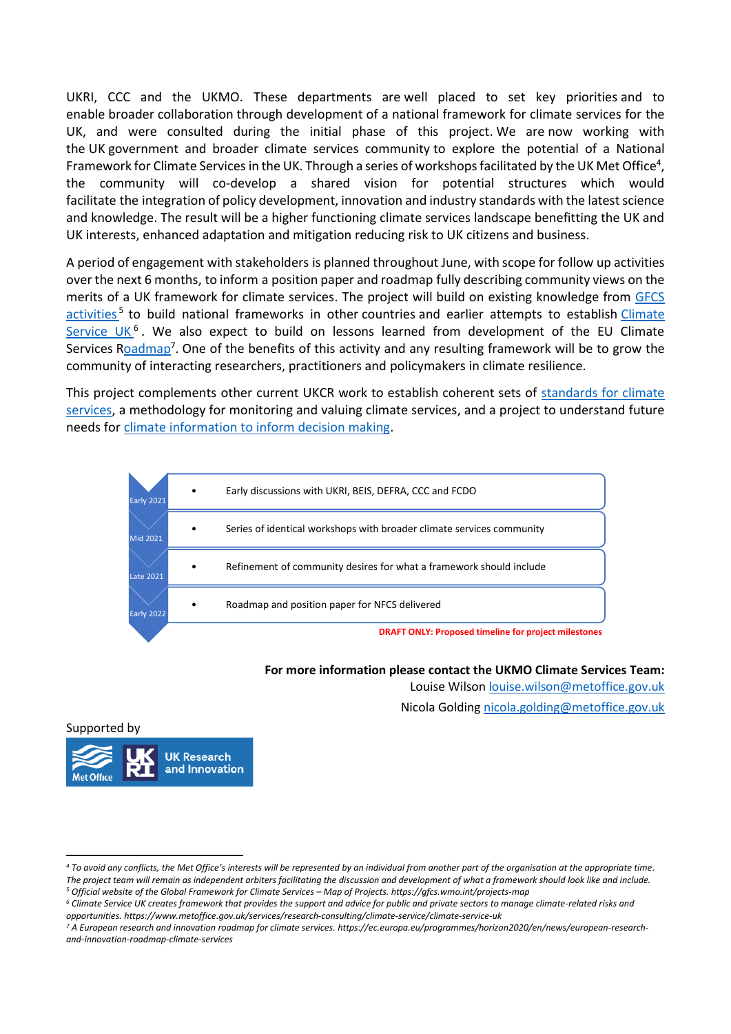UKRI, CCC and the UKMO. These departments are well placed to set key priorities and to enable broader collaboration through development of a national framework for climate services for the UK, and were consulted during the initial phase of this project. We are now working with the UK government and broader climate services community to explore the potential of a National Framework for Climate Services in the UK. Through a series of workshops facilitated by the UK Met Office[4], the community will co-develop a shared vision for potential structures which would facilitate the integration of policy development, innovation and industry standards with the latest science and knowledge. The result will be a higher functioning climate services landscape benefitting the UK and UK interests, enhanced adaptation and mitigation reducing risk to UK citizens and business.

A period of engagement with stakeholders is planned throughout June, with scope for follow up activities over the next 6 months, to inform a position paper and roadmap fully describing community views on the merits of a UK framework for climate services. The project will build on existing knowledge from GFCS activities[5] to build national frameworks in other countries and earlier attempts to establish Climate Service UK[6]. We also expect to build on lessons learned from development of the EU Climate Services Roadmap[7]. One of the benefits of this activity and any resulting framework will be to grow the community of interacting researchers, practitioners and policymakers in climate resilience.

This project complements other current UKCR work to establish coherent sets of standards for climate services, a methodology for monitoring and valuing climate services, and a project to understand future needs for climate information to inform decision making.

Early 2021
- Early discussions with UKRI, BEIS, DEFRA, CCC and FCDO

Mid 2021
- Series of identical workshops with broader climate services community

Late 2021
- Refinement of community desires for what a framework should include

Early 2022
- Roadmap and position paper for NFCS delivered

**DRAFT ONLY: Proposed timeline for project milestones**

**For more information please contact the UKMO Climate Services Team:**
Louise Wilson louise.wilson@metoffice.gov.uk
Nicola Golding nicola.golding@metoffice.gov.uk

Supported by

Met Office | UK Research and Innovation

---

[4] *To avoid any conflicts, the Met Office's interests will be represented by an individual from another part of the organisation at the appropriate time. The project team will remain as independent arbiters facilitating the discussion and development of what a framework should look like and include.*

[5] *Official website of the Global Framework for Climate Services – Map of Projects. https://gfcs.wmo.int/projects-map*

[6] *Climate Service UK creates framework that provides the support and advice for public and private sectors to manage climate-related risks and opportunities. https://www.metoffice.gov.uk/services/research-consulting/climate-service/climate-service-uk*

[7] *A European research and innovation roadmap for climate services. https://ec.europa.eu/programmes/horizon2020/en/news/european-research-and-innovation-roadmap-climate-services*